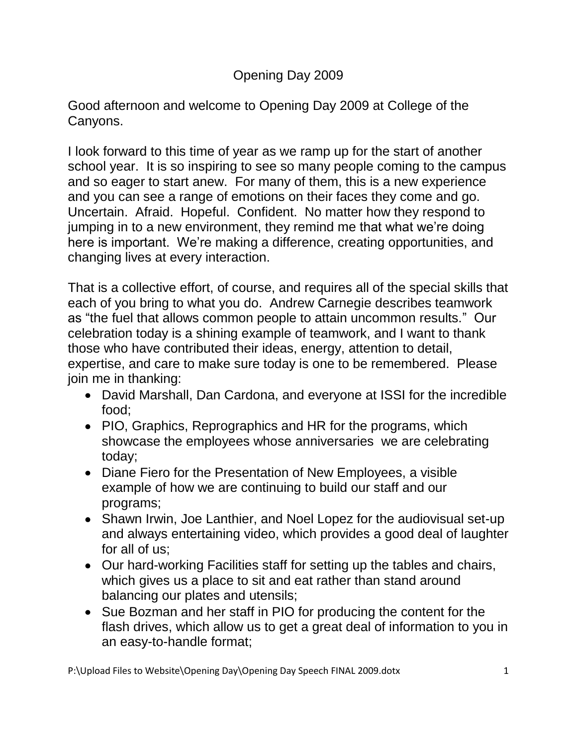# Opening Day 2009

Good afternoon and welcome to Opening Day 2009 at College of the Canyons.

I look forward to this time of year as we ramp up for the start of another school year. It is so inspiring to see so many people coming to the campus and so eager to start anew. For many of them, this is a new experience and you can see a range of emotions on their faces they come and go. Uncertain. Afraid. Hopeful. Confident. No matter how they respond to jumping in to a new environment, they remind me that what we're doing here is important. We're making a difference, creating opportunities, and changing lives at every interaction.

That is a collective effort, of course, and requires all of the special skills that each of you bring to what you do. Andrew Carnegie describes teamwork as "the fuel that allows common people to attain uncommon results." Our celebration today is a shining example of teamwork, and I want to thank those who have contributed their ideas, energy, attention to detail, expertise, and care to make sure today is one to be remembered. Please join me in thanking:

- David Marshall, Dan Cardona, and everyone at ISSI for the incredible food;
- PIO, Graphics, Reprographics and HR for the programs, which showcase the employees whose anniversaries we are celebrating today;
- Diane Fiero for the Presentation of New Employees, a visible example of how we are continuing to build our staff and our programs;
- Shawn Irwin, Joe Lanthier, and Noel Lopez for the audiovisual set-up and always entertaining video, which provides a good deal of laughter for all of us;
- Our hard-working Facilities staff for setting up the tables and chairs, which gives us a place to sit and eat rather than stand around balancing our plates and utensils;
- Sue Bozman and her staff in PIO for producing the content for the flash drives, which allow us to get a great deal of information to you in an easy-to-handle format;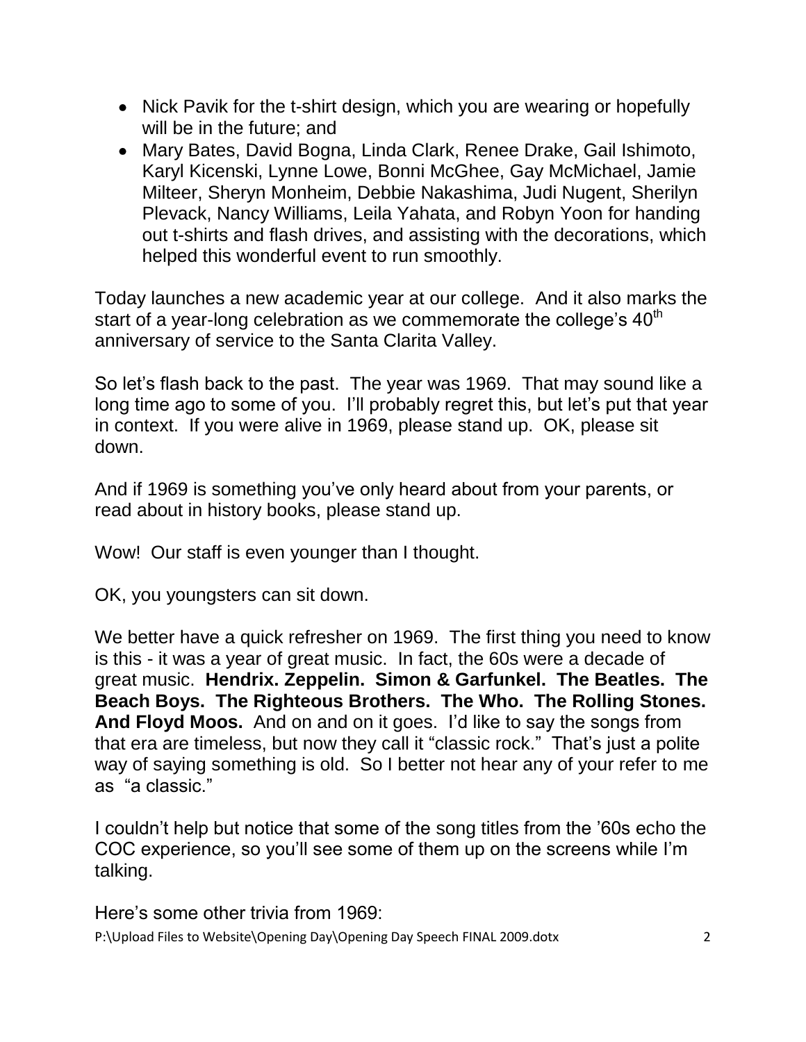- Nick Pavik for the t-shirt design, which you are wearing or hopefully will be in the future; and
- Mary Bates, David Bogna, Linda Clark, Renee Drake, Gail Ishimoto, Karyl Kicenski, Lynne Lowe, Bonni McGhee, Gay McMichael, Jamie Milteer, Sheryn Monheim, Debbie Nakashima, Judi Nugent, Sherilyn Plevack, Nancy Williams, Leila Yahata, and Robyn Yoon for handing out t-shirts and flash drives, and assisting with the decorations, which helped this wonderful event to run smoothly.

Today launches a new academic year at our college. And it also marks the start of a year-long celebration as we commemorate the college's 40th anniversary of service to the Santa Clarita Valley.

So let's flash back to the past. The year was 1969. That may sound like a long time ago to some of you. I'll probably regret this, but let's put that year in context. If you were alive in 1969, please stand up. OK, please sit down.

And if 1969 is something you've only heard about from your parents, or read about in history books, please stand up.

Wow! Our staff is even younger than I thought.

OK, you youngsters can sit down.

We better have a quick refresher on 1969. The first thing you need to know is this - it was a year of great music. In fact, the 60s were a decade of great music. **Hendrix. Zeppelin. Simon & Garfunkel. The Beatles. The Beach Boys. The Righteous Brothers. The Who. The Rolling Stones. And Floyd Moos.** And on and on it goes. I'd like to say the songs from that era are timeless, but now they call it "classic rock." That's just a polite way of saying something is old. So I better not hear any of your refer to me as "a classic."

I couldn't help but notice that some of the song titles from the '60s echo the COC experience, so you'll see some of them up on the screens while I'm talking.

Here's some other trivia from 1969: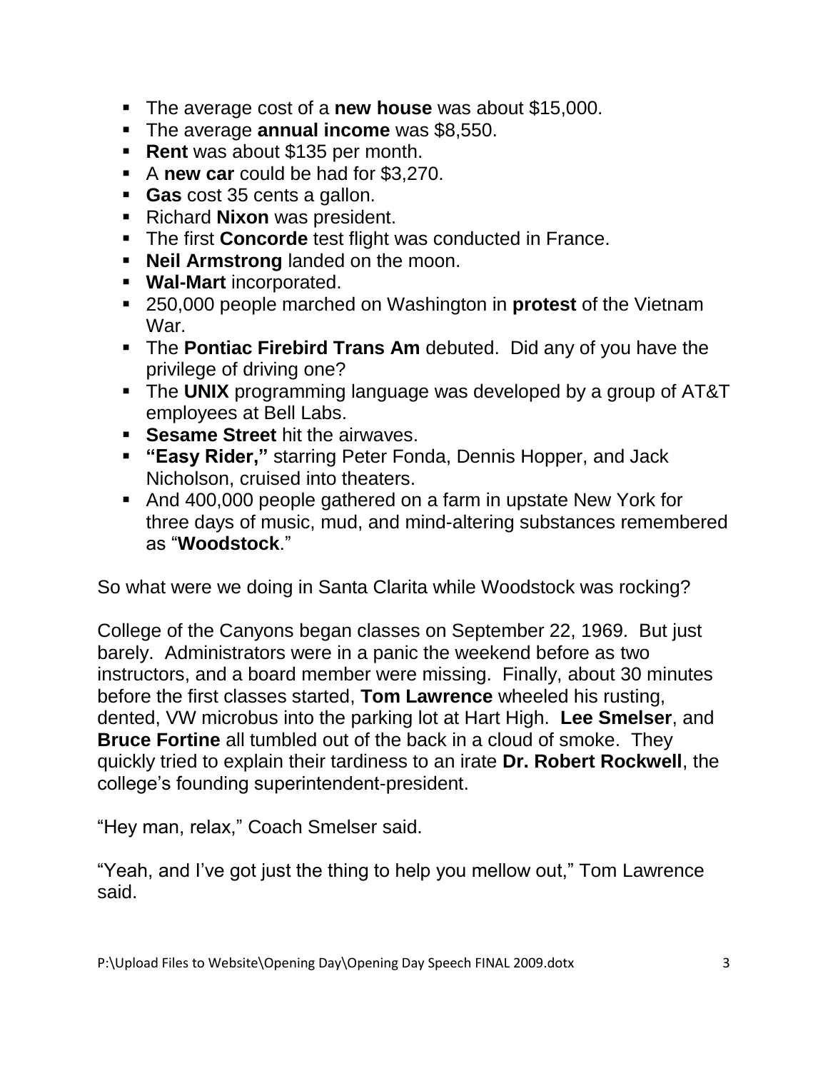- The average cost of a **new house** was about $15,000.
- The average **annual income** was $8,550.
- **Rent** was about $135 per month.
- A **new car** could be had for $3,270.
- **Gas** cost 35 cents a gallon.
- Richard **Nixon** was president.
- The first **Concorde** test flight was conducted in France.
- **Neil Armstrong** landed on the moon.
- **Wal-Mart** incorporated.
- 250,000 people marched on Washington in **protest** of the Vietnam War.
- The **Pontiac Firebird Trans Am** debuted. Did any of you have the privilege of driving one?
- The **UNIX** programming language was developed by a group of AT&T employees at Bell Labs.
- **Sesame Street** hit the airwaves.
- **"Easy Rider,"** starring Peter Fonda, Dennis Hopper, and Jack Nicholson, cruised into theaters.
- And 400,000 people gathered on a farm in upstate New York for three days of music, mud, and mind-altering substances remembered as "**Woodstock**."

So what were we doing in Santa Clarita while Woodstock was rocking?

College of the Canyons began classes on September 22, 1969. But just barely. Administrators were in a panic the weekend before as two instructors, and a board member were missing. Finally, about 30 minutes before the first classes started, **Tom Lawrence** wheeled his rusting, dented, VW microbus into the parking lot at Hart High. **Lee Smelser**, and **Bruce Fortine** all tumbled out of the back in a cloud of smoke. They quickly tried to explain their tardiness to an irate **Dr. Robert Rockwell**, the college's founding superintendent-president.

"Hey man, relax," Coach Smelser said.

"Yeah, and I've got just the thing to help you mellow out," Tom Lawrence said.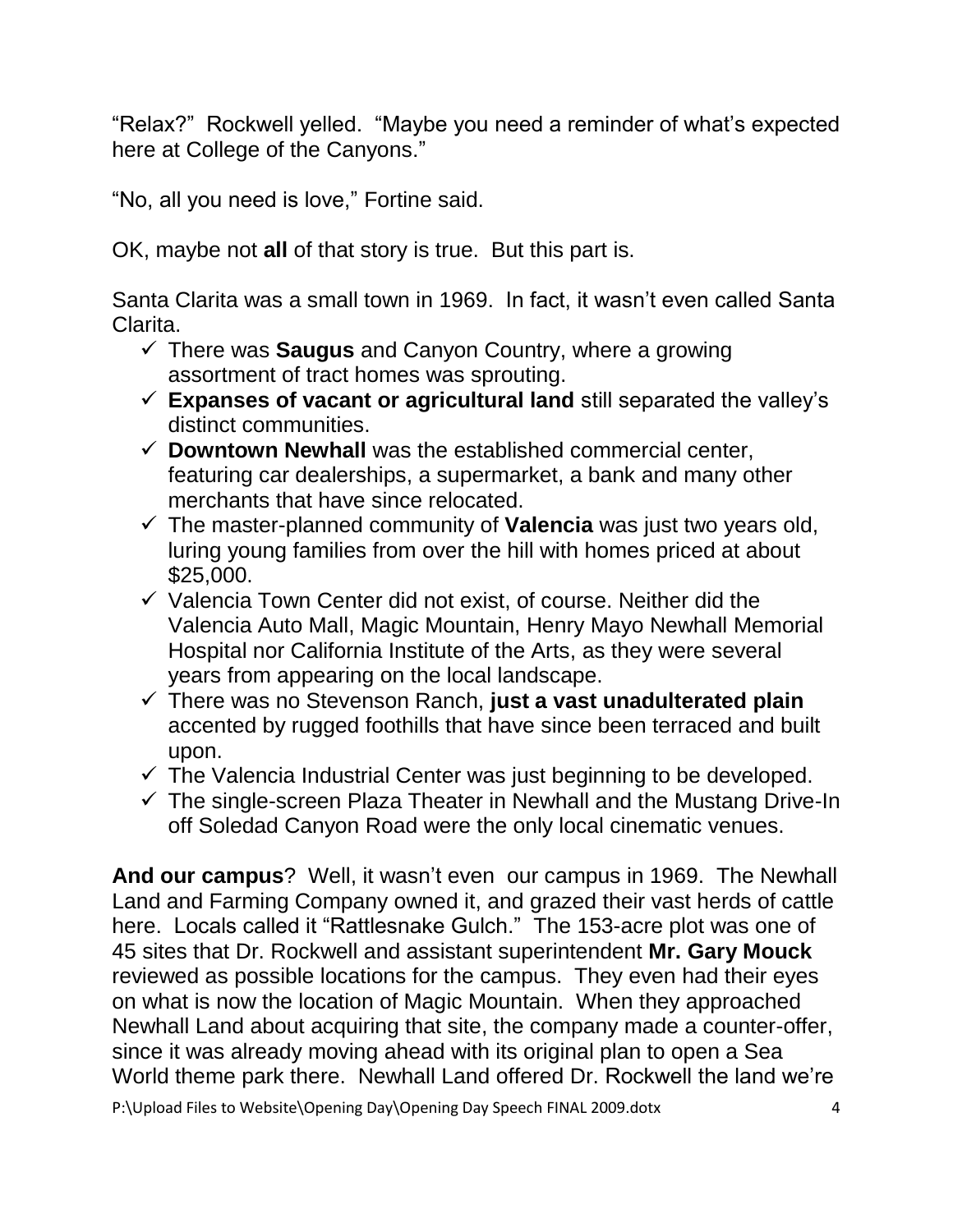"Relax?" Rockwell yelled. "Maybe you need a reminder of what's expected here at College of the Canyons."

"No, all you need is love," Fortine said.

OK, maybe not **all** of that story is true. But this part is.

Santa Clarita was a small town in 1969. In fact, it wasn't even called Santa Clarita.

- ✓ There was **Saugus** and Canyon Country, where a growing assortment of tract homes was sprouting.
- ✓ **Expanses of vacant or agricultural land** still separated the valley's distinct communities.
- ✓ **Downtown Newhall** was the established commercial center, featuring car dealerships, a supermarket, a bank and many other merchants that have since relocated.
- ✓ The master-planned community of **Valencia** was just two years old, luring young families from over the hill with homes priced at about $25,000.
- ✓ Valencia Town Center did not exist, of course. Neither did the Valencia Auto Mall, Magic Mountain, Henry Mayo Newhall Memorial Hospital nor California Institute of the Arts, as they were several years from appearing on the local landscape.
- ✓ There was no Stevenson Ranch, **just a vast unadulterated plain** accented by rugged foothills that have since been terraced and built upon.
- ✓ The Valencia Industrial Center was just beginning to be developed.
- ✓ The single-screen Plaza Theater in Newhall and the Mustang Drive-In off Soledad Canyon Road were the only local cinematic venues.

**And our campus**? Well, it wasn't even our campus in 1969. The Newhall Land and Farming Company owned it, and grazed their vast herds of cattle here. Locals called it "Rattlesnake Gulch." The 153-acre plot was one of 45 sites that Dr. Rockwell and assistant superintendent **Mr. Gary Mouck** reviewed as possible locations for the campus. They even had their eyes on what is now the location of Magic Mountain. When they approached Newhall Land about acquiring that site, the company made a counter-offer, since it was already moving ahead with its original plan to open a Sea World theme park there. Newhall Land offered Dr. Rockwell the land we're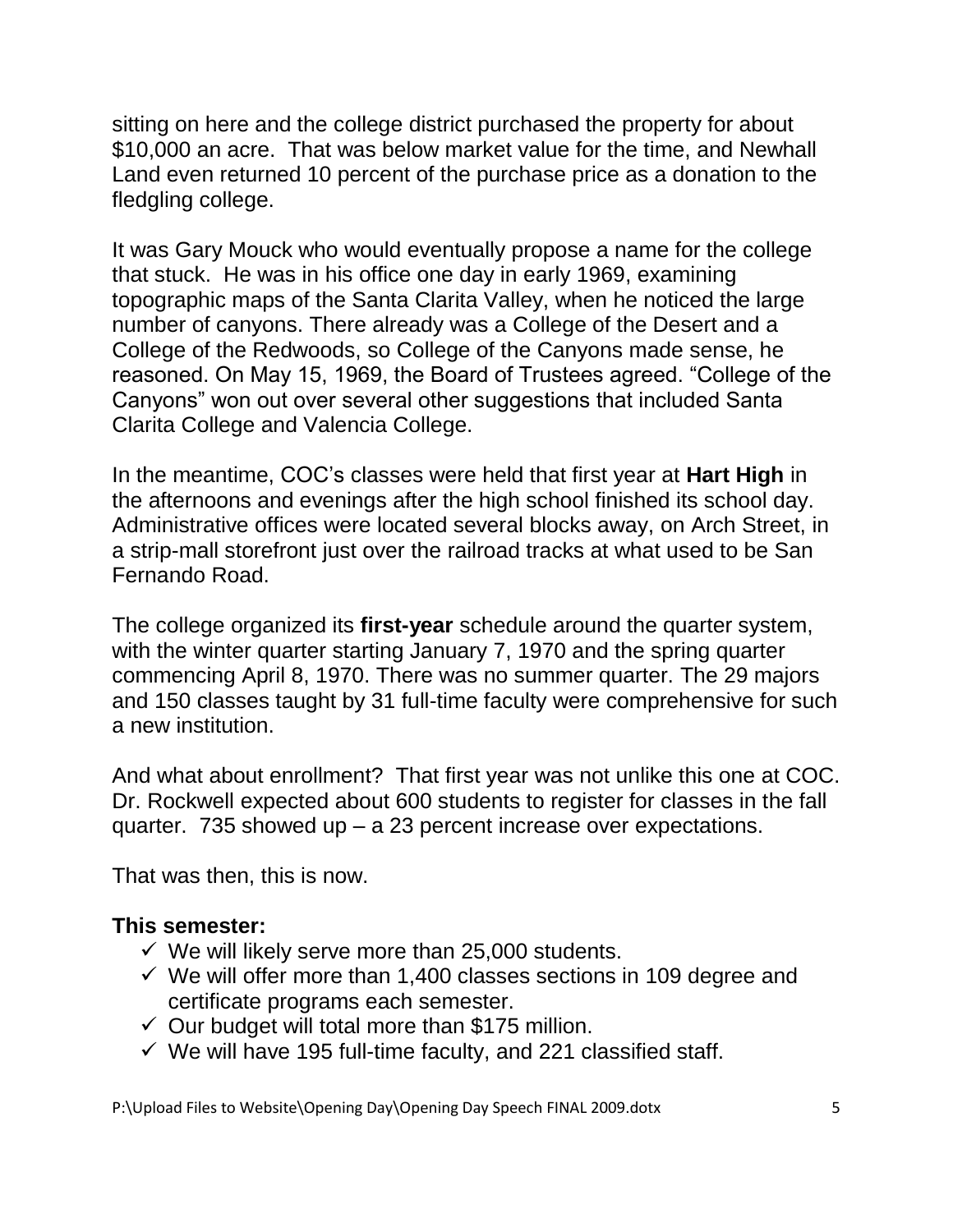sitting on here and the college district purchased the property for about $10,000 an acre. That was below market value for the time, and Newhall Land even returned 10 percent of the purchase price as a donation to the fledgling college.

It was Gary Mouck who would eventually propose a name for the college that stuck. He was in his office one day in early 1969, examining topographic maps of the Santa Clarita Valley, when he noticed the large number of canyons. There already was a College of the Desert and a College of the Redwoods, so College of the Canyons made sense, he reasoned. On May 15, 1969, the Board of Trustees agreed. "College of the Canyons" won out over several other suggestions that included Santa Clarita College and Valencia College.

In the meantime, COC's classes were held that first year at **Hart High** in the afternoons and evenings after the high school finished its school day. Administrative offices were located several blocks away, on Arch Street, in a strip-mall storefront just over the railroad tracks at what used to be San Fernando Road.

The college organized its **first-year** schedule around the quarter system, with the winter quarter starting January 7, 1970 and the spring quarter commencing April 8, 1970. There was no summer quarter. The 29 majors and 150 classes taught by 31 full-time faculty were comprehensive for such a new institution.

And what about enrollment? That first year was not unlike this one at COC. Dr. Rockwell expected about 600 students to register for classes in the fall quarter. 735 showed up – a 23 percent increase over expectations.

That was then, this is now.

**This semester:**

- ✓ We will likely serve more than 25,000 students.
- ✓ We will offer more than 1,400 classes sections in 109 degree and certificate programs each semester.
- ✓ Our budget will total more than $175 million.
- ✓ We will have 195 full-time faculty, and 221 classified staff.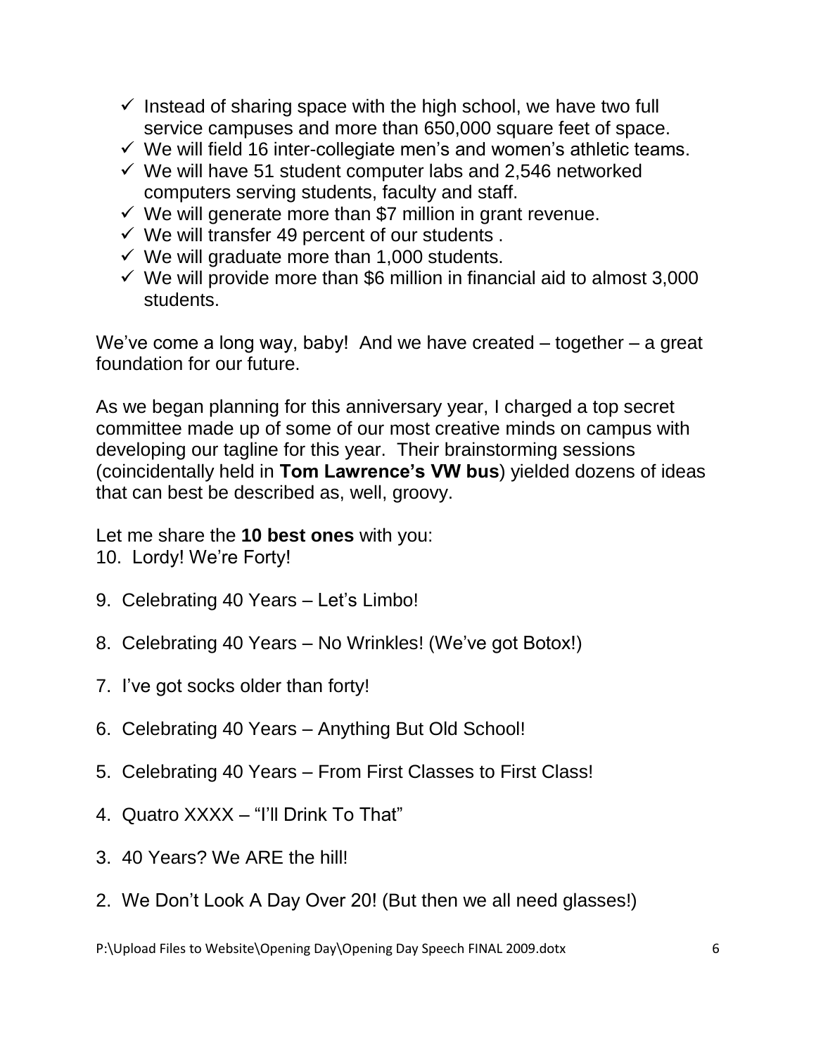- ✓ Instead of sharing space with the high school, we have two full service campuses and more than 650,000 square feet of space.
- ✓ We will field 16 inter-collegiate men's and women's athletic teams.
- ✓ We will have 51 student computer labs and 2,546 networked computers serving students, faculty and staff.
- ✓ We will generate more than $7 million in grant revenue.
- ✓ We will transfer 49 percent of our students .
- ✓ We will graduate more than 1,000 students.
- ✓ We will provide more than $6 million in financial aid to almost 3,000 students.

We've come a long way, baby! And we have created – together – a great foundation for our future.

As we began planning for this anniversary year, I charged a top secret committee made up of some of our most creative minds on campus with developing our tagline for this year. Their brainstorming sessions (coincidentally held in **Tom Lawrence's VW bus**) yielded dozens of ideas that can best be described as, well, groovy.

Let me share the **10 best ones** with you:

10. Lordy! We're Forty!

9. Celebrating 40 Years – Let's Limbo!

8. Celebrating 40 Years – No Wrinkles! (We've got Botox!)

7. I've got socks older than forty!

6. Celebrating 40 Years – Anything But Old School!

5. Celebrating 40 Years – From First Classes to First Class!

4. Quatro XXXX – "I'll Drink To That"

3. 40 Years? We ARE the hill!

2. We Don't Look A Day Over 20! (But then we all need glasses!)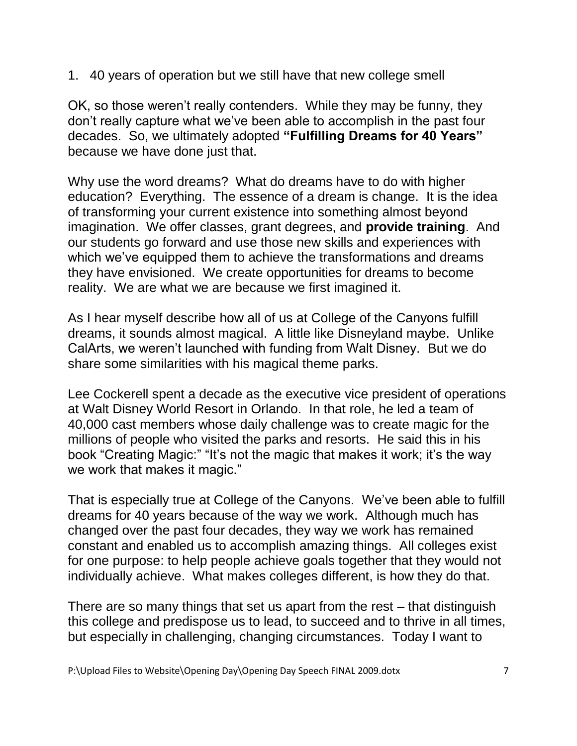1. 40 years of operation but we still have that new college smell

OK, so those weren't really contenders. While they may be funny, they don't really capture what we've been able to accomplish in the past four decades. So, we ultimately adopted **"Fulfilling Dreams for 40 Years"** because we have done just that.

Why use the word dreams? What do dreams have to do with higher education? Everything. The essence of a dream is change. It is the idea of transforming your current existence into something almost beyond imagination. We offer classes, grant degrees, and **provide training**. And our students go forward and use those new skills and experiences with which we've equipped them to achieve the transformations and dreams they have envisioned. We create opportunities for dreams to become reality. We are what we are because we first imagined it.

As I hear myself describe how all of us at College of the Canyons fulfill dreams, it sounds almost magical. A little like Disneyland maybe. Unlike CalArts, we weren't launched with funding from Walt Disney. But we do share some similarities with his magical theme parks.

Lee Cockerell spent a decade as the executive vice president of operations at Walt Disney World Resort in Orlando. In that role, he led a team of 40,000 cast members whose daily challenge was to create magic for the millions of people who visited the parks and resorts. He said this in his book "Creating Magic:" "It's not the magic that makes it work; it's the way we work that makes it magic."

That is especially true at College of the Canyons. We've been able to fulfill dreams for 40 years because of the way we work. Although much has changed over the past four decades, they way we work has remained constant and enabled us to accomplish amazing things. All colleges exist for one purpose: to help people achieve goals together that they would not individually achieve. What makes colleges different, is how they do that.

There are so many things that set us apart from the rest – that distinguish this college and predispose us to lead, to succeed and to thrive in all times, but especially in challenging, changing circumstances. Today I want to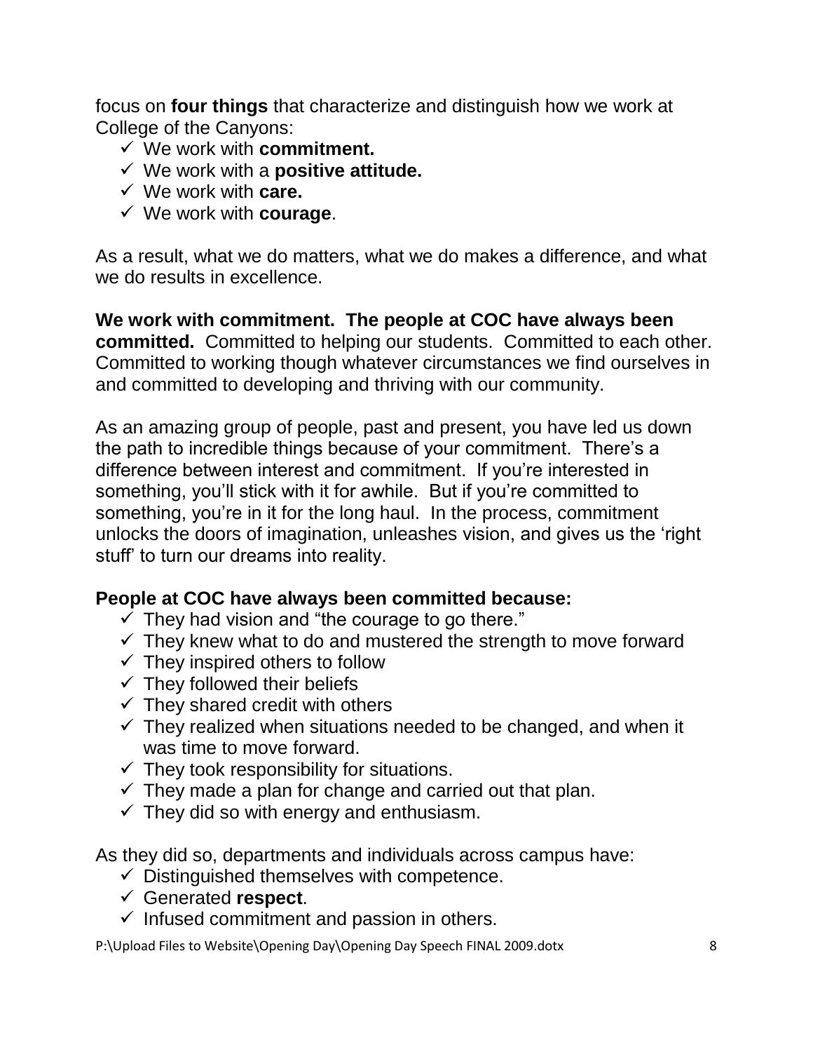focus on **four things** that characterize and distinguish how we work at College of the Canyons:

- ✓ We work with **commitment.**
- ✓ We work with a **positive attitude.**
- ✓ We work with **care.**
- ✓ We work with **courage**.

As a result, what we do matters, what we do makes a difference, and what we do results in excellence.

**We work with commitment. The people at COC have always been committed.** Committed to helping our students. Committed to each other. Committed to working though whatever circumstances we find ourselves in and committed to developing and thriving with our community.

As an amazing group of people, past and present, you have led us down the path to incredible things because of your commitment. There's a difference between interest and commitment. If you're interested in something, you'll stick with it for awhile. But if you're committed to something, you're in it for the long haul. In the process, commitment unlocks the doors of imagination, unleashes vision, and gives us the 'right stuff' to turn our dreams into reality.

**People at COC have always been committed because:**

- ✓ They had vision and "the courage to go there."
- ✓ They knew what to do and mustered the strength to move forward
- ✓ They inspired others to follow
- ✓ They followed their beliefs
- ✓ They shared credit with others
- ✓ They realized when situations needed to be changed, and when it was time to move forward.
- ✓ They took responsibility for situations.
- ✓ They made a plan for change and carried out that plan.
- ✓ They did so with energy and enthusiasm.

As they did so, departments and individuals across campus have:

- ✓ Distinguished themselves with competence.
- ✓ Generated **respect**.
- ✓ Infused commitment and passion in others.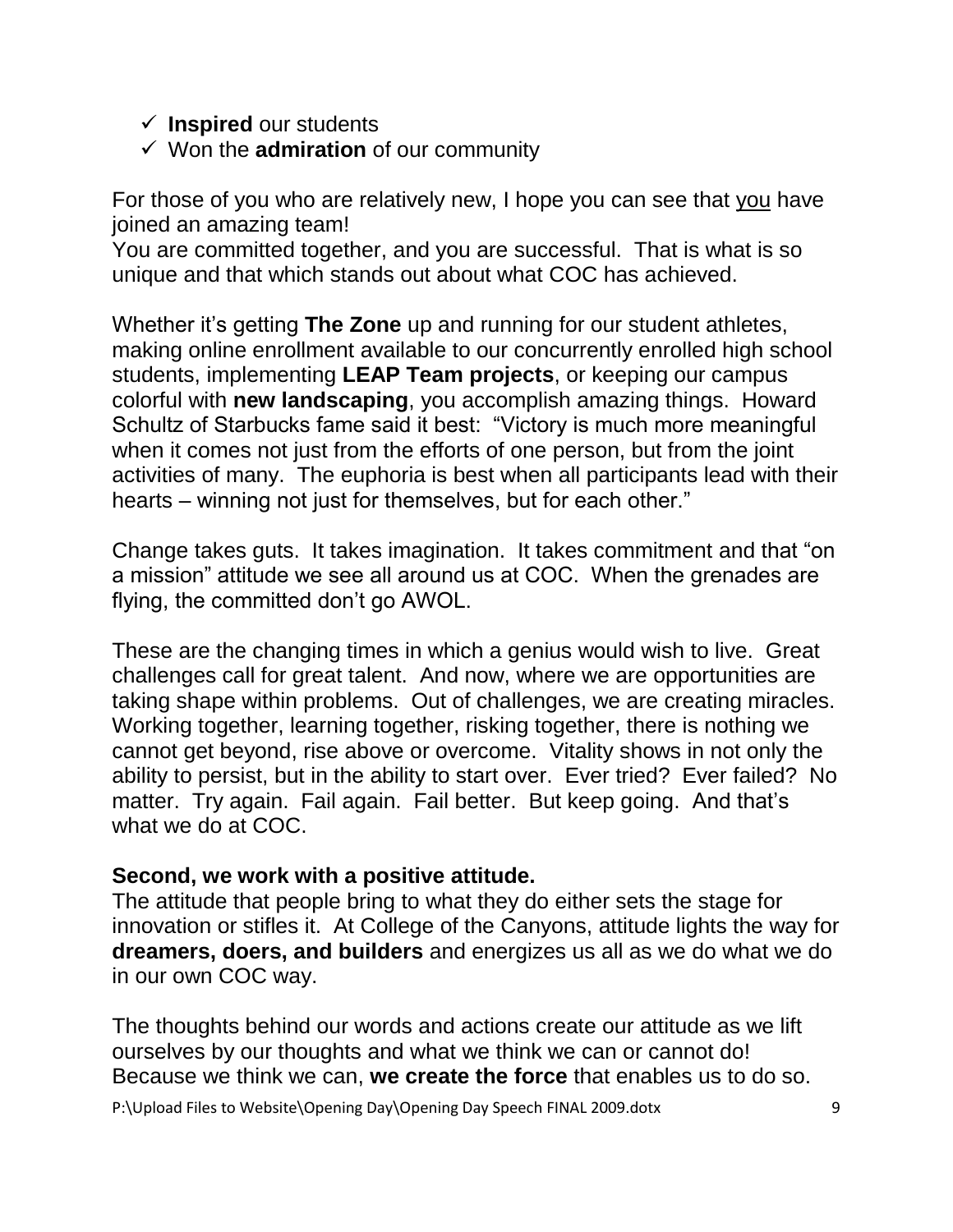- ✓ **Inspired** our students
- ✓ Won the **admiration** of our community

For those of you who are relatively new, I hope you can see that <u>you</u> have joined an amazing team!
You are committed together, and you are successful. That is what is so unique and that which stands out about what COC has achieved.

Whether it's getting **The Zone** up and running for our student athletes, making online enrollment available to our concurrently enrolled high school students, implementing **LEAP Team projects**, or keeping our campus colorful with **new landscaping**, you accomplish amazing things. Howard Schultz of Starbucks fame said it best: "Victory is much more meaningful when it comes not just from the efforts of one person, but from the joint activities of many. The euphoria is best when all participants lead with their hearts – winning not just for themselves, but for each other."

Change takes guts. It takes imagination. It takes commitment and that "on a mission" attitude we see all around us at COC. When the grenades are flying, the committed don't go AWOL.

These are the changing times in which a genius would wish to live. Great challenges call for great talent. And now, where we are opportunities are taking shape within problems. Out of challenges, we are creating miracles. Working together, learning together, risking together, there is nothing we cannot get beyond, rise above or overcome. Vitality shows in not only the ability to persist, but in the ability to start over. Ever tried? Ever failed? No matter. Try again. Fail again. Fail better. But keep going. And that's what we do at COC.

**Second, we work with a positive attitude.**
The attitude that people bring to what they do either sets the stage for innovation or stifles it. At College of the Canyons, attitude lights the way for **dreamers, doers, and builders** and energizes us all as we do what we do in our own COC way.

The thoughts behind our words and actions create our attitude as we lift ourselves by our thoughts and what we think we can or cannot do!
Because we think we can, **we create the force** that enables us to do so.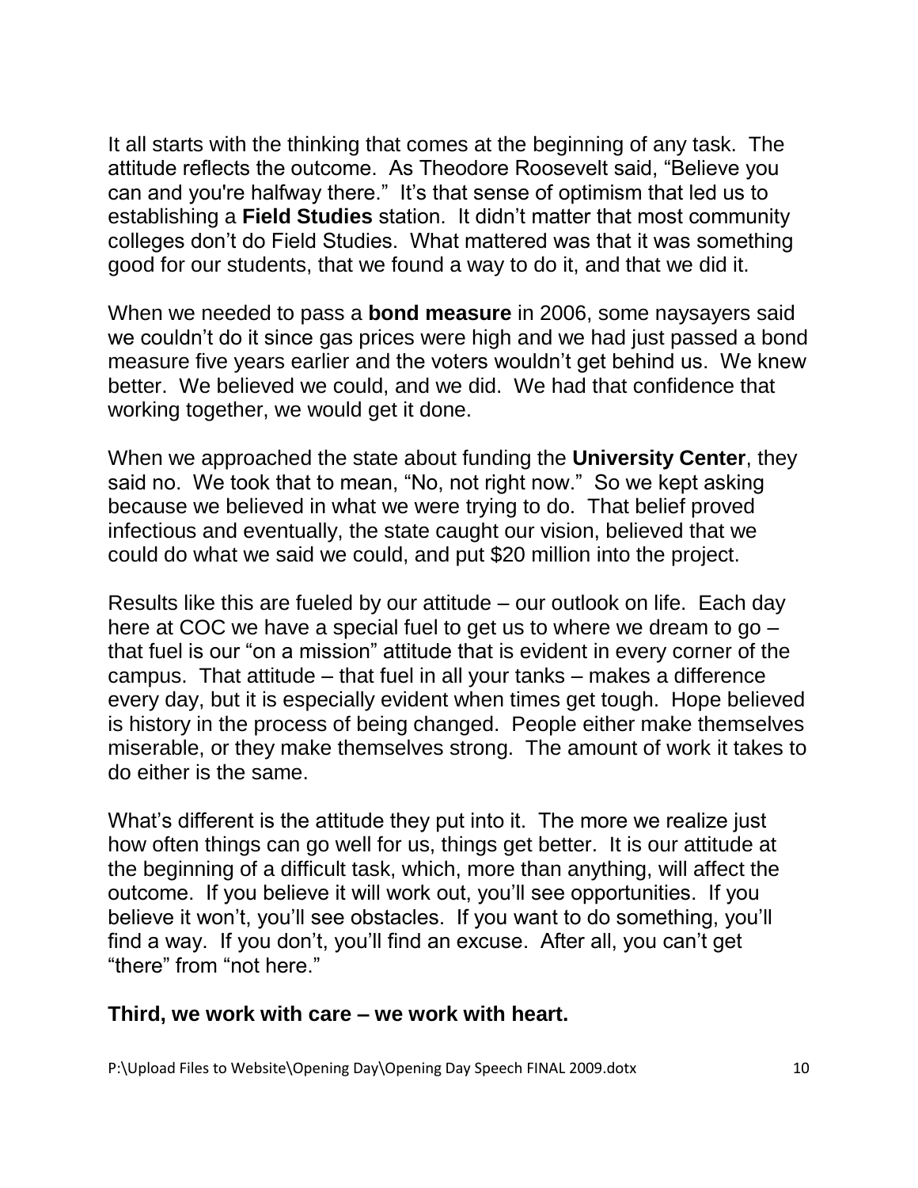It all starts with the thinking that comes at the beginning of any task. The attitude reflects the outcome. As Theodore Roosevelt said, "Believe you can and you're halfway there." It's that sense of optimism that led us to establishing a **Field Studies** station. It didn't matter that most community colleges don't do Field Studies. What mattered was that it was something good for our students, that we found a way to do it, and that we did it.

When we needed to pass a **bond measure** in 2006, some naysayers said we couldn't do it since gas prices were high and we had just passed a bond measure five years earlier and the voters wouldn't get behind us. We knew better. We believed we could, and we did. We had that confidence that working together, we would get it done.

When we approached the state about funding the **University Center**, they said no. We took that to mean, "No, not right now." So we kept asking because we believed in what we were trying to do. That belief proved infectious and eventually, the state caught our vision, believed that we could do what we said we could, and put $20 million into the project.

Results like this are fueled by our attitude – our outlook on life. Each day here at COC we have a special fuel to get us to where we dream to go – that fuel is our "on a mission" attitude that is evident in every corner of the campus. That attitude – that fuel in all your tanks – makes a difference every day, but it is especially evident when times get tough. Hope believed is history in the process of being changed. People either make themselves miserable, or they make themselves strong. The amount of work it takes to do either is the same.

What's different is the attitude they put into it. The more we realize just how often things can go well for us, things get better. It is our attitude at the beginning of a difficult task, which, more than anything, will affect the outcome. If you believe it will work out, you'll see opportunities. If you believe it won't, you'll see obstacles. If you want to do something, you'll find a way. If you don't, you'll find an excuse. After all, you can't get "there" from "not here."

**Third, we work with care – we work with heart.**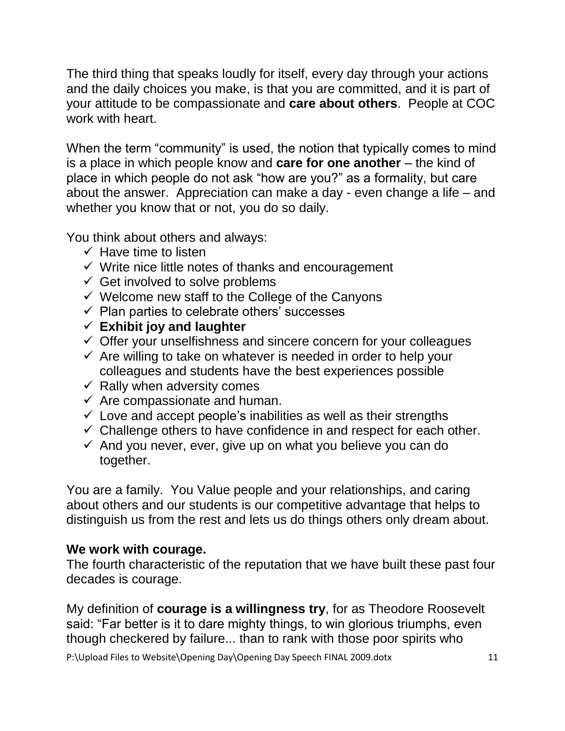The third thing that speaks loudly for itself, every day through your actions and the daily choices you make, is that you are committed, and it is part of your attitude to be compassionate and **care about others**. People at COC work with heart.

When the term "community" is used, the notion that typically comes to mind is a place in which people know and **care for one another** – the kind of place in which people do not ask "how are you?" as a formality, but care about the answer. Appreciation can make a day - even change a life – and whether you know that or not, you do so daily.

You think about others and always:

- ✓ Have time to listen
- ✓ Write nice little notes of thanks and encouragement
- ✓ Get involved to solve problems
- ✓ Welcome new staff to the College of the Canyons
- ✓ Plan parties to celebrate others' successes
- ✓ **Exhibit joy and laughter**
- ✓ Offer your unselfishness and sincere concern for your colleagues
- ✓ Are willing to take on whatever is needed in order to help your colleagues and students have the best experiences possible
- ✓ Rally when adversity comes
- ✓ Are compassionate and human.
- ✓ Love and accept people's inabilities as well as their strengths
- ✓ Challenge others to have confidence in and respect for each other.
- ✓ And you never, ever, give up on what you believe you can do together.

You are a family. You Value people and your relationships, and caring about others and our students is our competitive advantage that helps to distinguish us from the rest and lets us do things others only dream about.

**We work with courage.**
The fourth characteristic of the reputation that we have built these past four decades is courage.

My definition of **courage is a willingness try**, for as Theodore Roosevelt said: "Far better is it to dare mighty things, to win glorious triumphs, even though checkered by failure... than to rank with those poor spirits who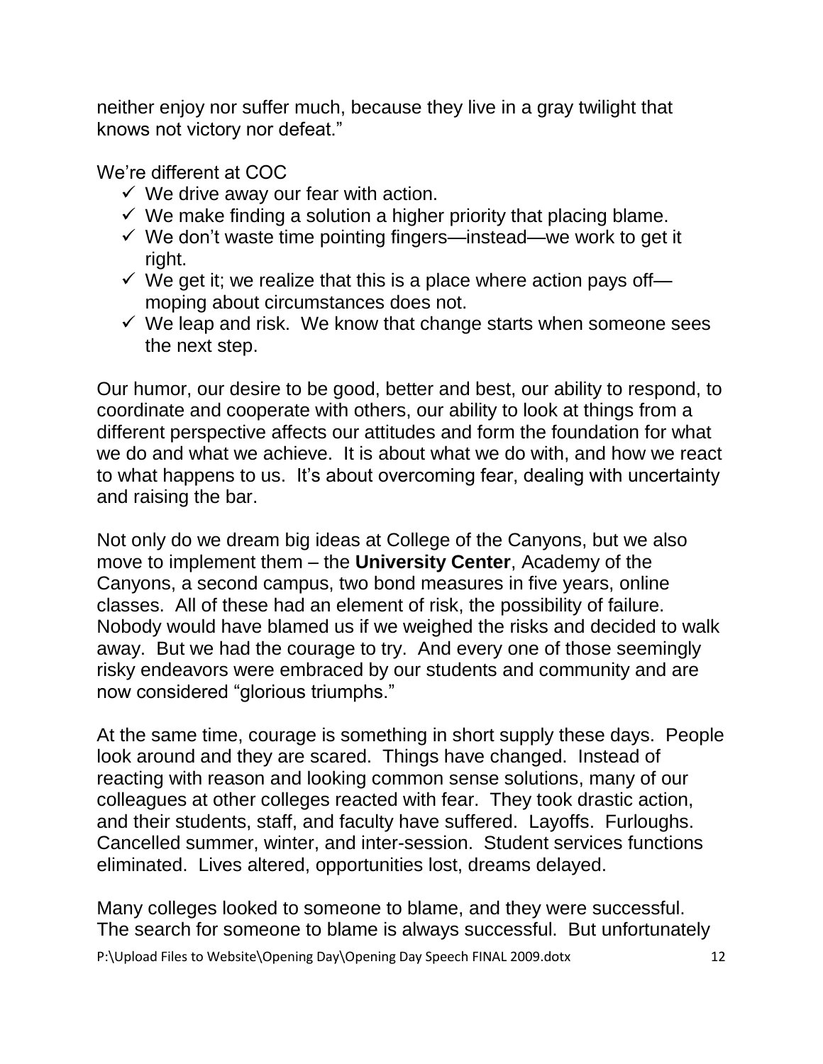neither enjoy nor suffer much, because they live in a gray twilight that knows not victory nor defeat."

We're different at COC

- ✓ We drive away our fear with action.
- ✓ We make finding a solution a higher priority that placing blame.
- ✓ We don't waste time pointing fingers—instead—we work to get it right.
- ✓ We get it; we realize that this is a place where action pays off—moping about circumstances does not.
- ✓ We leap and risk. We know that change starts when someone sees the next step.

Our humor, our desire to be good, better and best, our ability to respond, to coordinate and cooperate with others, our ability to look at things from a different perspective affects our attitudes and form the foundation for what we do and what we achieve. It is about what we do with, and how we react to what happens to us. It's about overcoming fear, dealing with uncertainty and raising the bar.

Not only do we dream big ideas at College of the Canyons, but we also move to implement them – the **University Center**, Academy of the Canyons, a second campus, two bond measures in five years, online classes. All of these had an element of risk, the possibility of failure. Nobody would have blamed us if we weighed the risks and decided to walk away. But we had the courage to try. And every one of those seemingly risky endeavors were embraced by our students and community and are now considered "glorious triumphs."

At the same time, courage is something in short supply these days. People look around and they are scared. Things have changed. Instead of reacting with reason and looking common sense solutions, many of our colleagues at other colleges reacted with fear. They took drastic action, and their students, staff, and faculty have suffered. Layoffs. Furloughs. Cancelled summer, winter, and inter-session. Student services functions eliminated. Lives altered, opportunities lost, dreams delayed.

Many colleges looked to someone to blame, and they were successful. The search for someone to blame is always successful. But unfortunately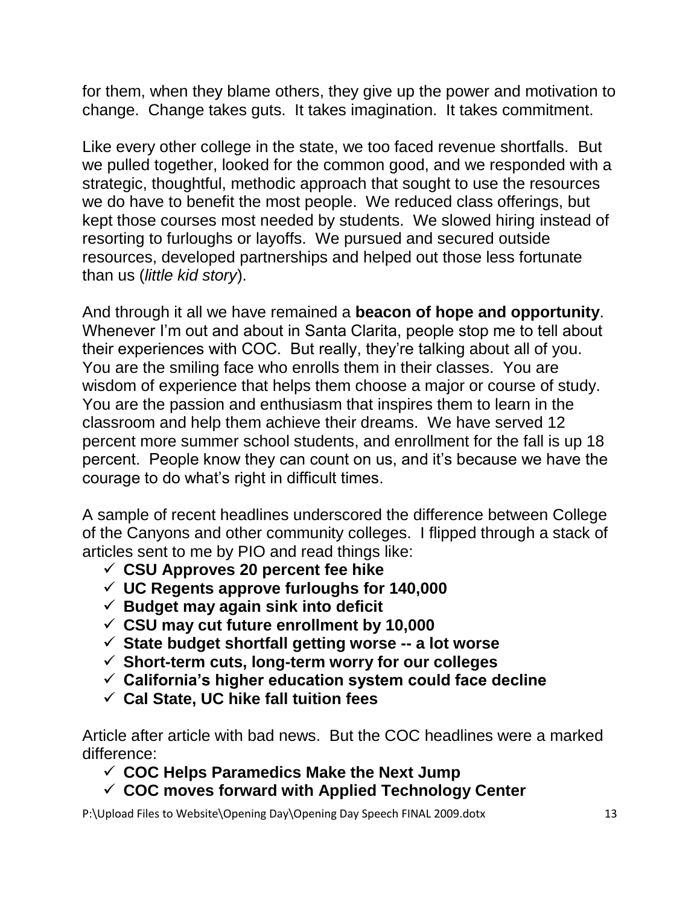for them, when they blame others, they give up the power and motivation to change. Change takes guts. It takes imagination. It takes commitment.

Like every other college in the state, we too faced revenue shortfalls. But we pulled together, looked for the common good, and we responded with a strategic, thoughtful, methodic approach that sought to use the resources we do have to benefit the most people. We reduced class offerings, but kept those courses most needed by students. We slowed hiring instead of resorting to furloughs or layoffs. We pursued and secured outside resources, developed partnerships and helped out those less fortunate than us (*little kid story*).

And through it all we have remained a **beacon of hope and opportunity**. Whenever I'm out and about in Santa Clarita, people stop me to tell about their experiences with COC. But really, they're talking about all of you. You are the smiling face who enrolls them in their classes. You are wisdom of experience that helps them choose a major or course of study. You are the passion and enthusiasm that inspires them to learn in the classroom and help them achieve their dreams. We have served 12 percent more summer school students, and enrollment for the fall is up 18 percent. People know they can count on us, and it's because we have the courage to do what's right in difficult times.

A sample of recent headlines underscored the difference between College of the Canyons and other community colleges. I flipped through a stack of articles sent to me by PIO and read things like:

- ✓ **CSU Approves 20 percent fee hike**
- ✓ **UC Regents approve furloughs for 140,000**
- ✓ **Budget may again sink into deficit**
- ✓ **CSU may cut future enrollment by 10,000**
- ✓ **State budget shortfall getting worse -- a lot worse**
- ✓ **Short-term cuts, long-term worry for our colleges**
- ✓ **California's higher education system could face decline**
- ✓ **Cal State, UC hike fall tuition fees**

Article after article with bad news. But the COC headlines were a marked difference:

- ✓ **COC Helps Paramedics Make the Next Jump**
- ✓ **COC moves forward with Applied Technology Center**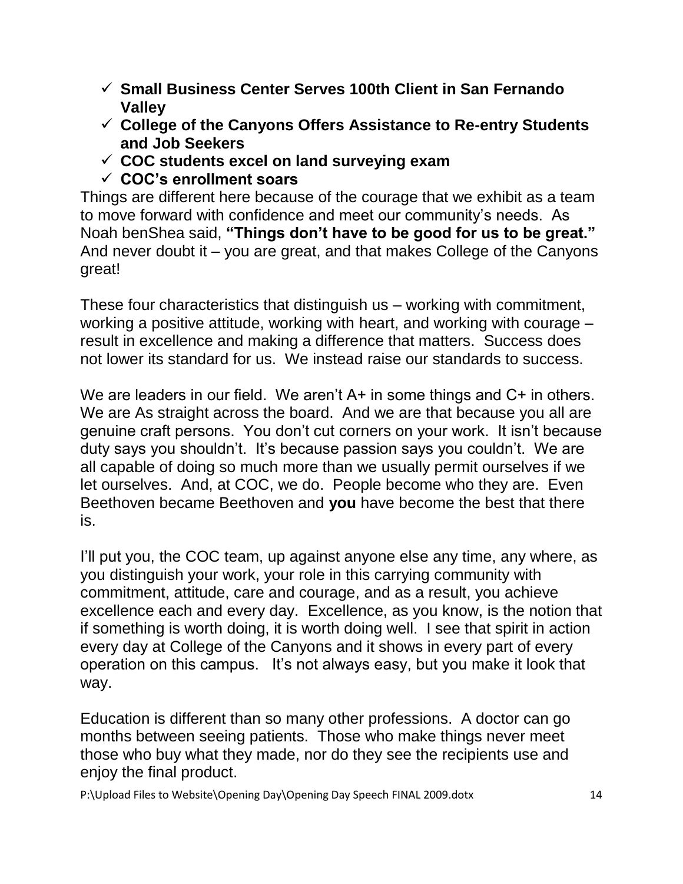- ✓ **Small Business Center Serves 100th Client in San Fernando Valley**
- ✓ **College of the Canyons Offers Assistance to Re-entry Students and Job Seekers**
- ✓ **COC students excel on land surveying exam**
- ✓ **COC's enrollment soars**

Things are different here because of the courage that we exhibit as a team to move forward with confidence and meet our community's needs. As Noah benShea said, **"Things don't have to be good for us to be great."** And never doubt it – you are great, and that makes College of the Canyons great!

These four characteristics that distinguish us – working with commitment, working a positive attitude, working with heart, and working with courage – result in excellence and making a difference that matters. Success does not lower its standard for us. We instead raise our standards to success.

We are leaders in our field. We aren't A+ in some things and C+ in others. We are As straight across the board. And we are that because you all are genuine craft persons. You don't cut corners on your work. It isn't because duty says you shouldn't. It's because passion says you couldn't. We are all capable of doing so much more than we usually permit ourselves if we let ourselves. And, at COC, we do. People become who they are. Even Beethoven became Beethoven and **you** have become the best that there is.

I'll put you, the COC team, up against anyone else any time, any where, as you distinguish your work, your role in this carrying community with commitment, attitude, care and courage, and as a result, you achieve excellence each and every day. Excellence, as you know, is the notion that if something is worth doing, it is worth doing well. I see that spirit in action every day at College of the Canyons and it shows in every part of every operation on this campus. It's not always easy, but you make it look that way.

Education is different than so many other professions. A doctor can go months between seeing patients. Those who make things never meet those who buy what they made, nor do they see the recipients use and enjoy the final product.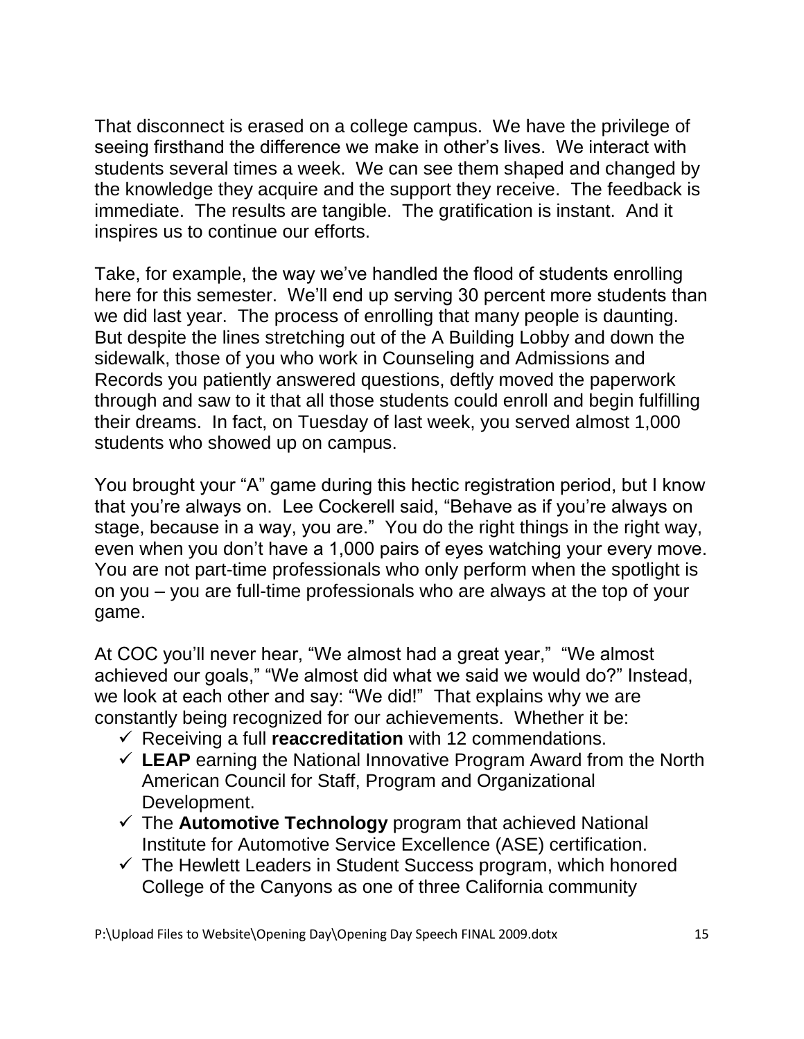That disconnect is erased on a college campus. We have the privilege of seeing firsthand the difference we make in other's lives. We interact with students several times a week. We can see them shaped and changed by the knowledge they acquire and the support they receive. The feedback is immediate. The results are tangible. The gratification is instant. And it inspires us to continue our efforts.

Take, for example, the way we've handled the flood of students enrolling here for this semester. We'll end up serving 30 percent more students than we did last year. The process of enrolling that many people is daunting. But despite the lines stretching out of the A Building Lobby and down the sidewalk, those of you who work in Counseling and Admissions and Records you patiently answered questions, deftly moved the paperwork through and saw to it that all those students could enroll and begin fulfilling their dreams. In fact, on Tuesday of last week, you served almost 1,000 students who showed up on campus.

You brought your "A" game during this hectic registration period, but I know that you're always on. Lee Cockerell said, "Behave as if you're always on stage, because in a way, you are." You do the right things in the right way, even when you don't have a 1,000 pairs of eyes watching your every move. You are not part-time professionals who only perform when the spotlight is on you – you are full-time professionals who are always at the top of your game.

At COC you'll never hear, "We almost had a great year," "We almost achieved our goals," "We almost did what we said we would do?" Instead, we look at each other and say: "We did!" That explains why we are constantly being recognized for our achievements. Whether it be:

- ✓ Receiving a full **reaccreditation** with 12 commendations.
- ✓ **LEAP** earning the National Innovative Program Award from the North American Council for Staff, Program and Organizational Development.
- ✓ The **Automotive Technology** program that achieved National Institute for Automotive Service Excellence (ASE) certification.
- ✓ The Hewlett Leaders in Student Success program, which honored College of the Canyons as one of three California community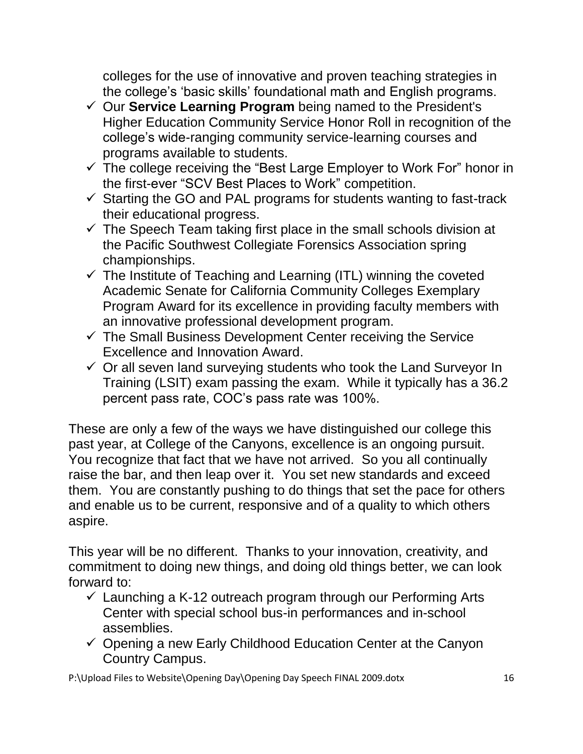colleges for the use of innovative and proven teaching strategies in the college's 'basic skills' foundational math and English programs.

- ✓ Our **Service Learning Program** being named to the President's Higher Education Community Service Honor Roll in recognition of the college's wide-ranging community service-learning courses and programs available to students.
- ✓ The college receiving the "Best Large Employer to Work For" honor in the first-ever "SCV Best Places to Work" competition.
- ✓ Starting the GO and PAL programs for students wanting to fast-track their educational progress.
- ✓ The Speech Team taking first place in the small schools division at the Pacific Southwest Collegiate Forensics Association spring championships.
- ✓ The Institute of Teaching and Learning (ITL) winning the coveted Academic Senate for California Community Colleges Exemplary Program Award for its excellence in providing faculty members with an innovative professional development program.
- ✓ The Small Business Development Center receiving the Service Excellence and Innovation Award.
- ✓ Or all seven land surveying students who took the Land Surveyor In Training (LSIT) exam passing the exam. While it typically has a 36.2 percent pass rate, COC's pass rate was 100%.

These are only a few of the ways we have distinguished our college this past year, at College of the Canyons, excellence is an ongoing pursuit. You recognize that fact that we have not arrived. So you all continually raise the bar, and then leap over it. You set new standards and exceed them. You are constantly pushing to do things that set the pace for others and enable us to be current, responsive and of a quality to which others aspire.

This year will be no different. Thanks to your innovation, creativity, and commitment to doing new things, and doing old things better, we can look forward to:

- ✓ Launching a K-12 outreach program through our Performing Arts Center with special school bus-in performances and in-school assemblies.
- ✓ Opening a new Early Childhood Education Center at the Canyon Country Campus.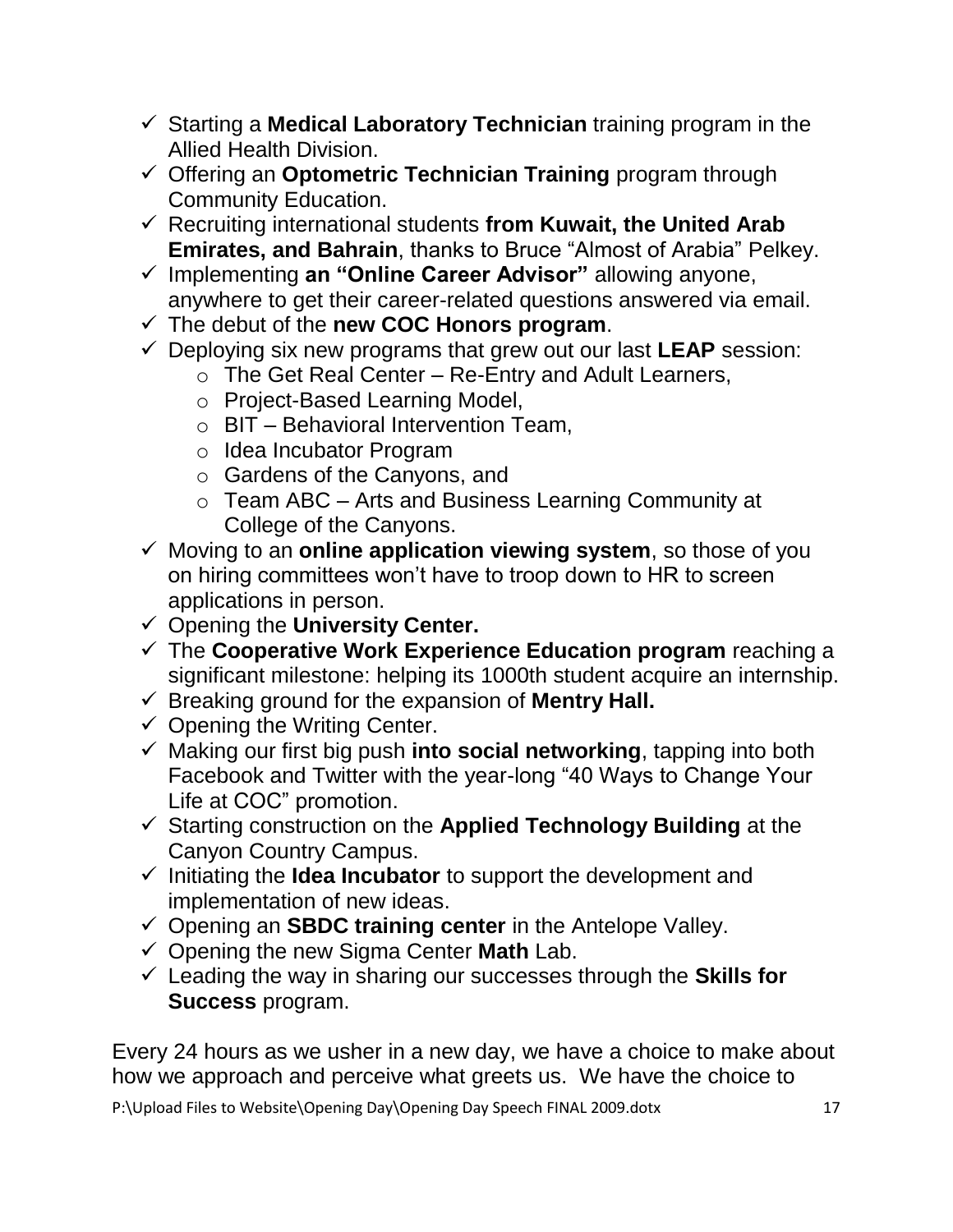- ✓ Starting a **Medical Laboratory Technician** training program in the Allied Health Division.
- ✓ Offering an **Optometric Technician Training** program through Community Education.
- ✓ Recruiting international students **from Kuwait, the United Arab Emirates, and Bahrain**, thanks to Bruce "Almost of Arabia" Pelkey.
- ✓ Implementing **an "Online Career Advisor"** allowing anyone, anywhere to get their career-related questions answered via email.
- ✓ The debut of the **new COC Honors program**.
- ✓ Deploying six new programs that grew out our last **LEAP** session:
  - The Get Real Center – Re-Entry and Adult Learners,
  - Project-Based Learning Model,
  - BIT – Behavioral Intervention Team,
  - Idea Incubator Program
  - Gardens of the Canyons, and
  - Team ABC – Arts and Business Learning Community at College of the Canyons.
- ✓ Moving to an **online application viewing system**, so those of you on hiring committees won't have to troop down to HR to screen applications in person.
- ✓ Opening the **University Center.**
- ✓ The **Cooperative Work Experience Education program** reaching a significant milestone: helping its 1000th student acquire an internship.
- ✓ Breaking ground for the expansion of **Mentry Hall.**
- ✓ Opening the Writing Center.
- ✓ Making our first big push **into social networking**, tapping into both Facebook and Twitter with the year-long "40 Ways to Change Your Life at COC" promotion.
- ✓ Starting construction on the **Applied Technology Building** at the Canyon Country Campus.
- ✓ Initiating the **Idea Incubator** to support the development and implementation of new ideas.
- ✓ Opening an **SBDC training center** in the Antelope Valley.
- ✓ Opening the new Sigma Center **Math** Lab.
- ✓ Leading the way in sharing our successes through the **Skills for Success** program.

Every 24 hours as we usher in a new day, we have a choice to make about how we approach and perceive what greets us. We have the choice to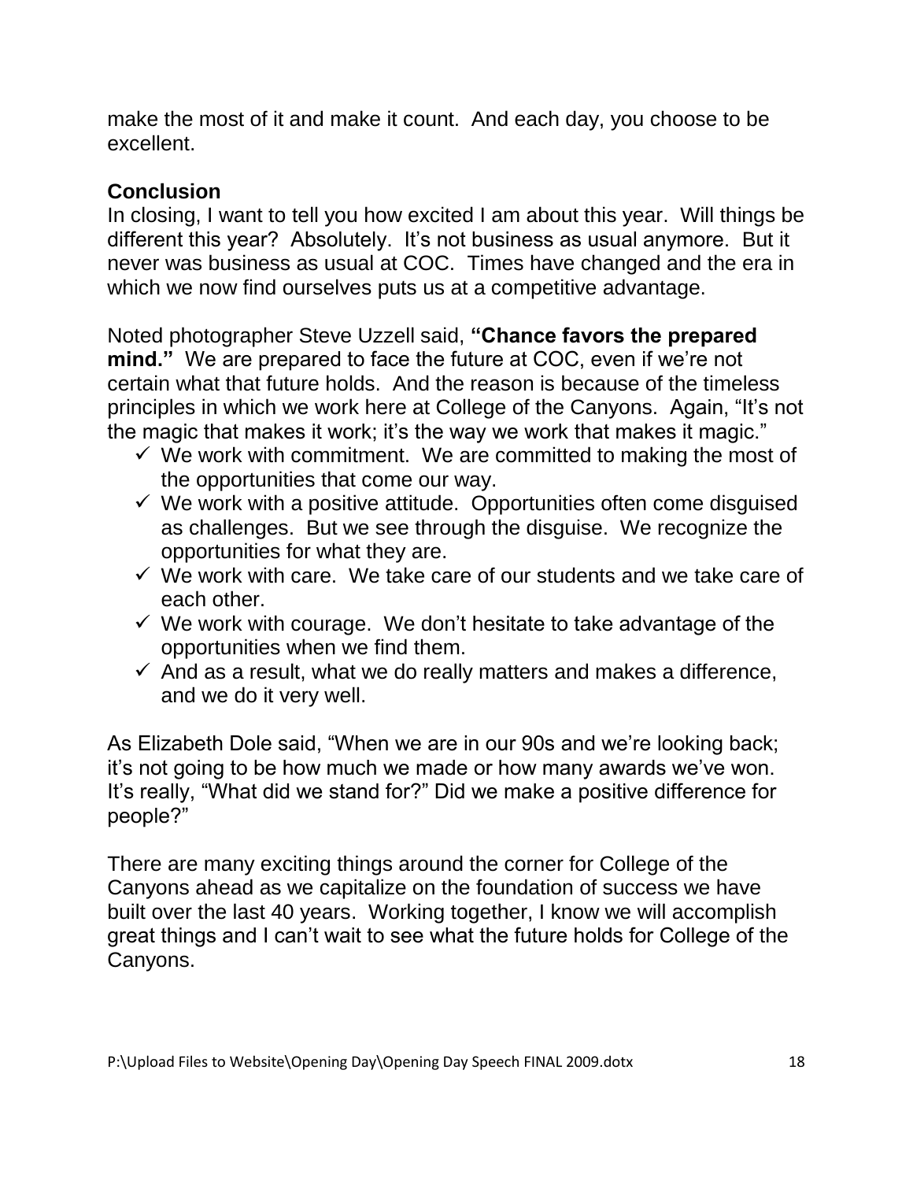make the most of it and make it count. And each day, you choose to be excellent.

## Conclusion

In closing, I want to tell you how excited I am about this year. Will things be different this year? Absolutely. It's not business as usual anymore. But it never was business as usual at COC. Times have changed and the era in which we now find ourselves puts us at a competitive advantage.

Noted photographer Steve Uzzell said, **"Chance favors the prepared mind."** We are prepared to face the future at COC, even if we're not certain what that future holds. And the reason is because of the timeless principles in which we work here at College of the Canyons. Again, "It's not the magic that makes it work; it's the way we work that makes it magic."

- ✓ We work with commitment. We are committed to making the most of the opportunities that come our way.
- ✓ We work with a positive attitude. Opportunities often come disguised as challenges. But we see through the disguise. We recognize the opportunities for what they are.
- ✓ We work with care. We take care of our students and we take care of each other.
- ✓ We work with courage. We don't hesitate to take advantage of the opportunities when we find them.
- ✓ And as a result, what we do really matters and makes a difference, and we do it very well.

As Elizabeth Dole said, "When we are in our 90s and we're looking back; it's not going to be how much we made or how many awards we've won. It's really, "What did we stand for?" Did we make a positive difference for people?"

There are many exciting things around the corner for College of the Canyons ahead as we capitalize on the foundation of success we have built over the last 40 years. Working together, I know we will accomplish great things and I can't wait to see what the future holds for College of the Canyons.